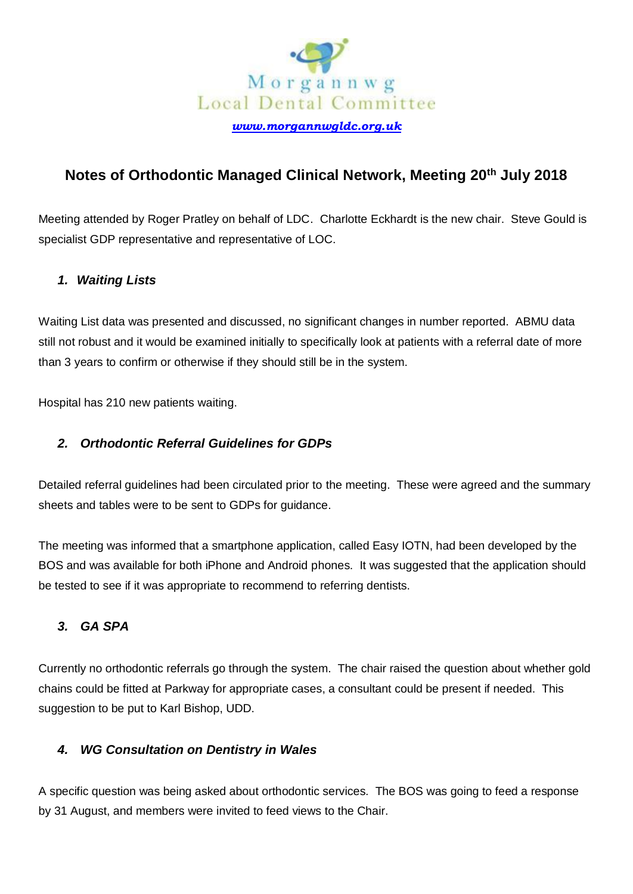Morgannwg
Local Dental Committee

*www.morgannwgldc.org.uk*

# Notes of Orthodontic Managed Clinical Network, Meeting 20th July 2018

Meeting attended by Roger Pratley on behalf of LDC. Charlotte Eckhardt is the new chair. Steve Gould is specialist GDP representative and representative of LOC.

## *1. Waiting Lists*

Waiting List data was presented and discussed, no significant changes in number reported. ABMU data still not robust and it would be examined initially to specifically look at patients with a referral date of more than 3 years to confirm or otherwise if they should still be in the system.

Hospital has 210 new patients waiting.

## *2. Orthodontic Referral Guidelines for GDPs*

Detailed referral guidelines had been circulated prior to the meeting. These were agreed and the summary sheets and tables were to be sent to GDPs for guidance.

The meeting was informed that a smartphone application, called Easy IOTN, had been developed by the BOS and was available for both iPhone and Android phones. It was suggested that the application should be tested to see if it was appropriate to recommend to referring dentists.

## *3. GA SPA*

Currently no orthodontic referrals go through the system. The chair raised the question about whether gold chains could be fitted at Parkway for appropriate cases, a consultant could be present if needed. This suggestion to be put to Karl Bishop, UDD.

## *4. WG Consultation on Dentistry in Wales*

A specific question was being asked about orthodontic services. The BOS was going to feed a response by 31 August, and members were invited to feed views to the Chair.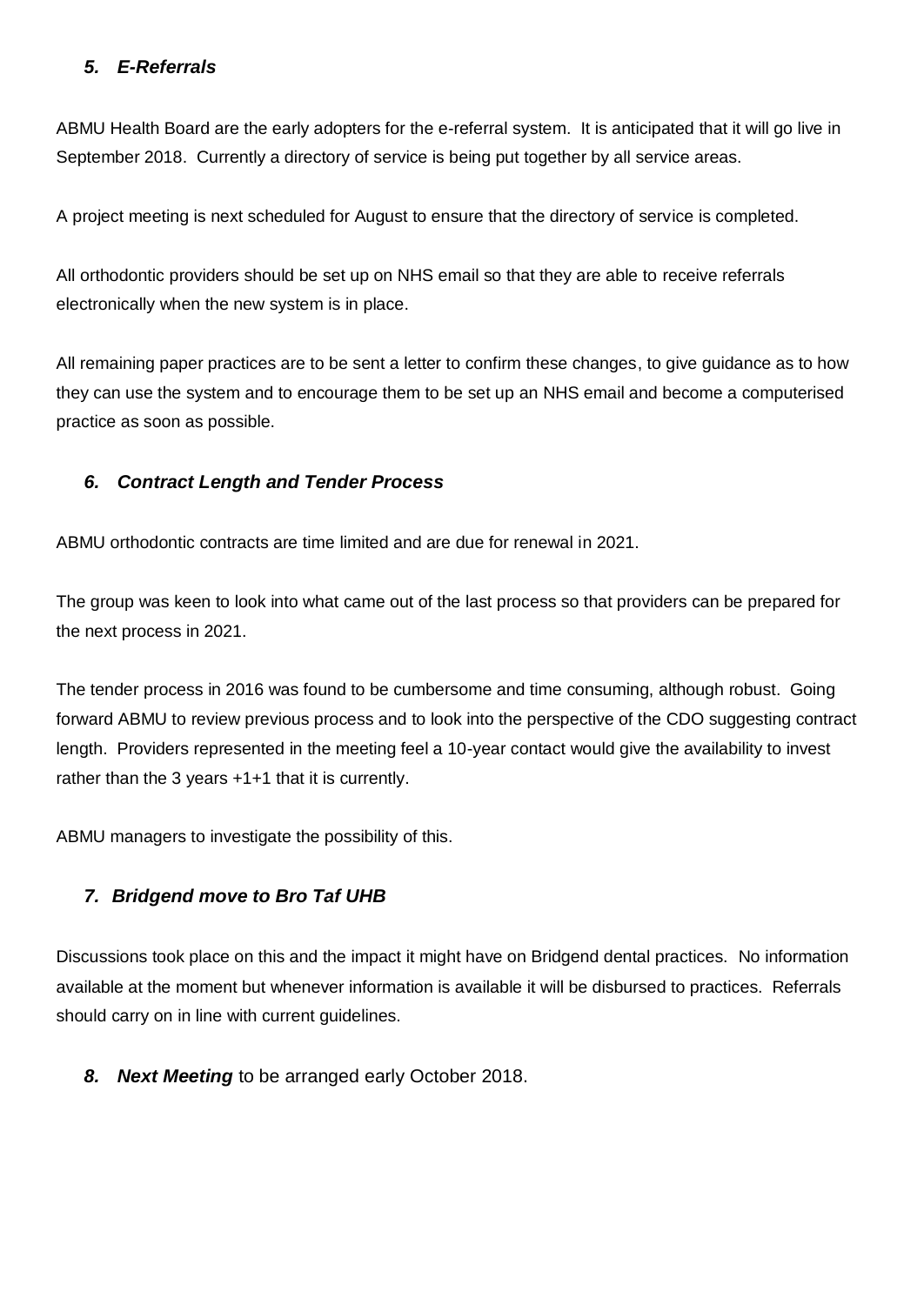### *5. E-Referrals*

ABMU Health Board are the early adopters for the e-referral system. It is anticipated that it will go live in September 2018. Currently a directory of service is being put together by all service areas.

A project meeting is next scheduled for August to ensure that the directory of service is completed.

All orthodontic providers should be set up on NHS email so that they are able to receive referrals electronically when the new system is in place.

All remaining paper practices are to be sent a letter to confirm these changes, to give guidance as to how they can use the system and to encourage them to be set up an NHS email and become a computerised practice as soon as possible.

### *6. Contract Length and Tender Process*

ABMU orthodontic contracts are time limited and are due for renewal in 2021.

The group was keen to look into what came out of the last process so that providers can be prepared for the next process in 2021.

The tender process in 2016 was found to be cumbersome and time consuming, although robust. Going forward ABMU to review previous process and to look into the perspective of the CDO suggesting contract length. Providers represented in the meeting feel a 10-year contact would give the availability to invest rather than the 3 years +1+1 that it is currently.

ABMU managers to investigate the possibility of this.

### *7. Bridgend move to Bro Taf UHB*

Discussions took place on this and the impact it might have on Bridgend dental practices. No information available at the moment but whenever information is available it will be disbursed to practices. Referrals should carry on in line with current guidelines.

***8. Next Meeting*** to be arranged early October 2018.